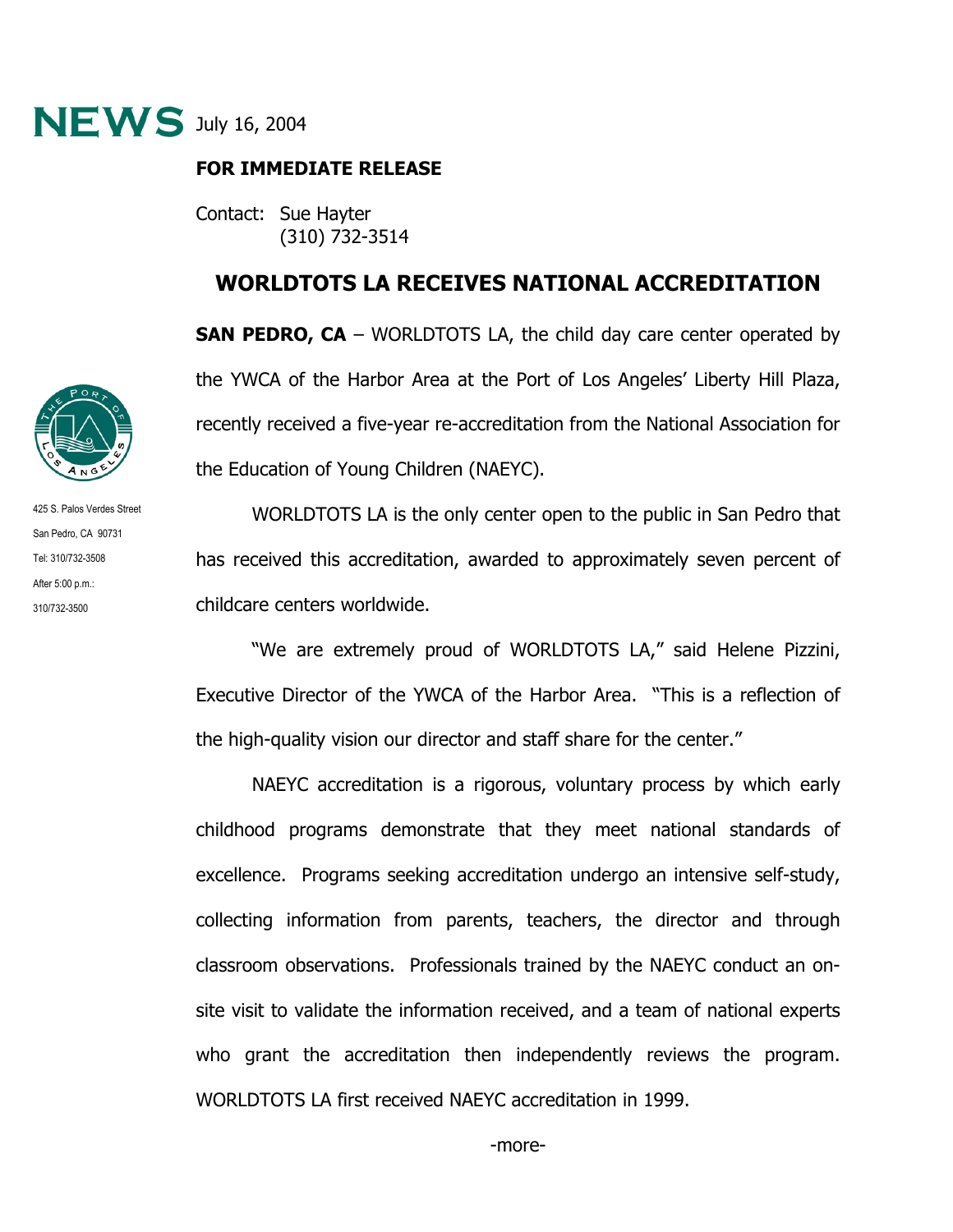# NEWS July 16, 2004

**FOR IMMEDIATE RELEASE**

Contact: Sue Hayter
(310) 732-3514

425 S. Palos Verdes Street
San Pedro, CA 90731
Tel: 310/732-3508
After 5:00 p.m.:
310/732-3500

## WORLDTOTS LA RECEIVES NATIONAL ACCREDITATION

**SAN PEDRO, CA** – WORLDTOTS LA, the child day care center operated by the YWCA of the Harbor Area at the Port of Los Angeles' Liberty Hill Plaza, recently received a five-year re-accreditation from the National Association for the Education of Young Children (NAEYC).

WORLDTOTS LA is the only center open to the public in San Pedro that has received this accreditation, awarded to approximately seven percent of childcare centers worldwide.

"We are extremely proud of WORLDTOTS LA," said Helene Pizzini, Executive Director of the YWCA of the Harbor Area. "This is a reflection of the high-quality vision our director and staff share for the center."

NAEYC accreditation is a rigorous, voluntary process by which early childhood programs demonstrate that they meet national standards of excellence. Programs seeking accreditation undergo an intensive self-study, collecting information from parents, teachers, the director and through classroom observations. Professionals trained by the NAEYC conduct an on-site visit to validate the information received, and a team of national experts who grant the accreditation then independently reviews the program. WORLDTOTS LA first received NAEYC accreditation in 1999.

-more-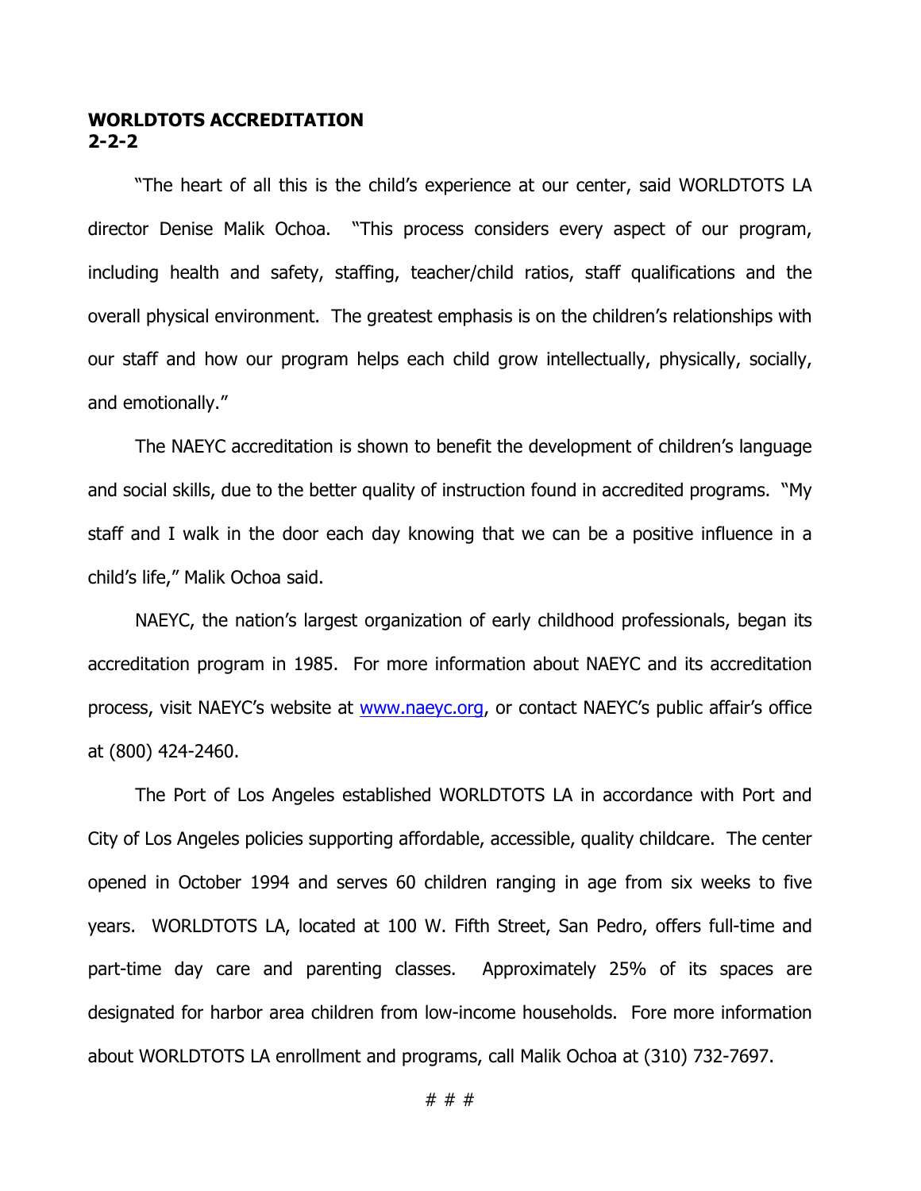**WORLDTOTS ACCREDITATION**
**2-2-2**

"The heart of all this is the child's experience at our center, said WORLDTOTS LA director Denise Malik Ochoa. "This process considers every aspect of our program, including health and safety, staffing, teacher/child ratios, staff qualifications and the overall physical environment. The greatest emphasis is on the children's relationships with our staff and how our program helps each child grow intellectually, physically, socially, and emotionally."

The NAEYC accreditation is shown to benefit the development of children's language and social skills, due to the better quality of instruction found in accredited programs. "My staff and I walk in the door each day knowing that we can be a positive influence in a child's life," Malik Ochoa said.

NAEYC, the nation's largest organization of early childhood professionals, began its accreditation program in 1985. For more information about NAEYC and its accreditation process, visit NAEYC's website at www.naeyc.org, or contact NAEYC's public affair's office at (800) 424-2460.

The Port of Los Angeles established WORLDTOTS LA in accordance with Port and City of Los Angeles policies supporting affordable, accessible, quality childcare. The center opened in October 1994 and serves 60 children ranging in age from six weeks to five years. WORLDTOTS LA, located at 100 W. Fifth Street, San Pedro, offers full-time and part-time day care and parenting classes. Approximately 25% of its spaces are designated for harbor area children from low-income households. Fore more information about WORLDTOTS LA enrollment and programs, call Malik Ochoa at (310) 732-7697.

# # #